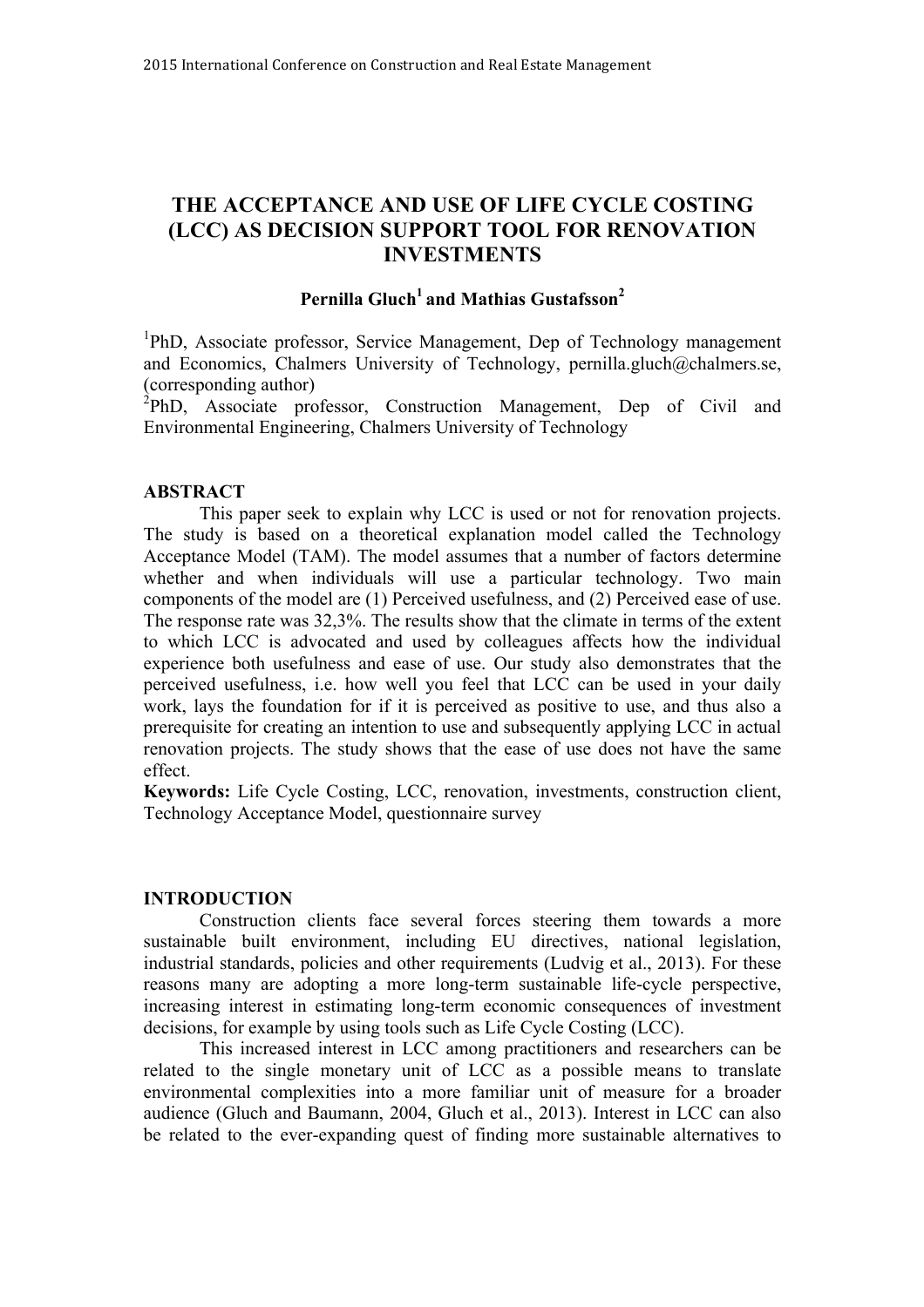# THE ACCEPTANCE AND USE OF LIFE CYCLE COSTING (LCC) AS DECISION SUPPORT TOOL FOR RENOVATION INVESTMENTS

**Pernilla Gluch[1] and Mathias Gustafsson[2]**

[1]PhD, Associate professor, Service Management, Dep of Technology management and Economics, Chalmers University of Technology, pernilla.gluch@chalmers.se, (corresponding author)

[2]PhD, Associate professor, Construction Management, Dep of Civil and Environmental Engineering, Chalmers University of Technology

## ABSTRACT

This paper seek to explain why LCC is used or not for renovation projects. The study is based on a theoretical explanation model called the Technology Acceptance Model (TAM). The model assumes that a number of factors determine whether and when individuals will use a particular technology. Two main components of the model are (1) Perceived usefulness, and (2) Perceived ease of use. The response rate was 32,3%. The results show that the climate in terms of the extent to which LCC is advocated and used by colleagues affects how the individual experience both usefulness and ease of use. Our study also demonstrates that the perceived usefulness, i.e. how well you feel that LCC can be used in your daily work, lays the foundation for if it is perceived as positive to use, and thus also a prerequisite for creating an intention to use and subsequently applying LCC in actual renovation projects. The study shows that the ease of use does not have the same effect.

**Keywords:** Life Cycle Costing, LCC, renovation, investments, construction client, Technology Acceptance Model, questionnaire survey

## INTRODUCTION

Construction clients face several forces steering them towards a more sustainable built environment, including EU directives, national legislation, industrial standards, policies and other requirements (Ludvig et al., 2013). For these reasons many are adopting a more long-term sustainable life-cycle perspective, increasing interest in estimating long-term economic consequences of investment decisions, for example by using tools such as Life Cycle Costing (LCC).

This increased interest in LCC among practitioners and researchers can be related to the single monetary unit of LCC as a possible means to translate environmental complexities into a more familiar unit of measure for a broader audience (Gluch and Baumann, 2004, Gluch et al., 2013). Interest in LCC can also be related to the ever-expanding quest of finding more sustainable alternatives to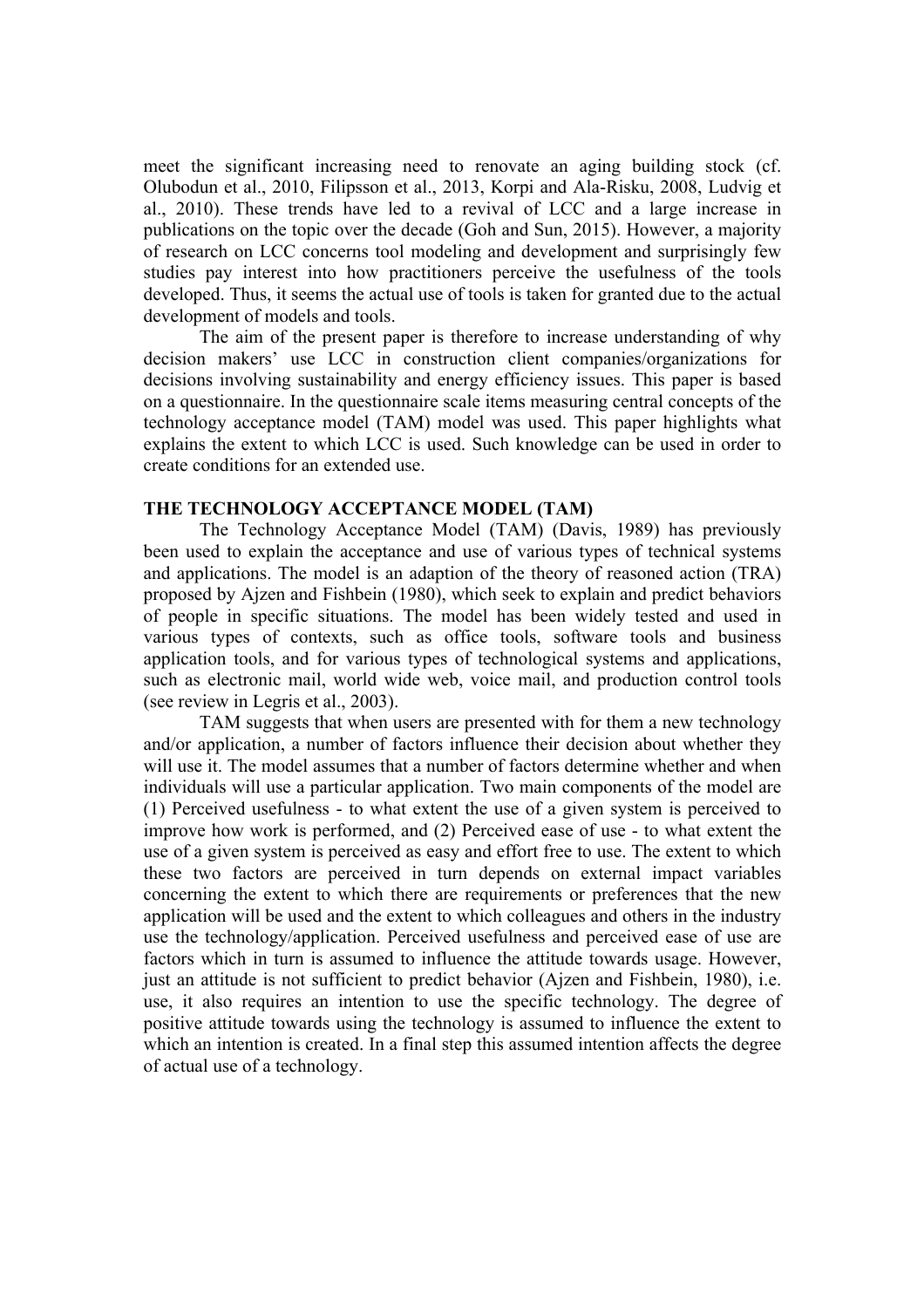meet the significant increasing need to renovate an aging building stock (cf. Olubodun et al., 2010, Filipsson et al., 2013, Korpi and Ala-Risku, 2008, Ludvig et al., 2010). These trends have led to a revival of LCC and a large increase in publications on the topic over the decade (Goh and Sun, 2015). However, a majority of research on LCC concerns tool modeling and development and surprisingly few studies pay interest into how practitioners perceive the usefulness of the tools developed. Thus, it seems the actual use of tools is taken for granted due to the actual development of models and tools.

The aim of the present paper is therefore to increase understanding of why decision makers' use LCC in construction client companies/organizations for decisions involving sustainability and energy efficiency issues. This paper is based on a questionnaire. In the questionnaire scale items measuring central concepts of the technology acceptance model (TAM) model was used. This paper highlights what explains the extent to which LCC is used. Such knowledge can be used in order to create conditions for an extended use.

## THE TECHNOLOGY ACCEPTANCE MODEL (TAM)

The Technology Acceptance Model (TAM) (Davis, 1989) has previously been used to explain the acceptance and use of various types of technical systems and applications. The model is an adaption of the theory of reasoned action (TRA) proposed by Ajzen and Fishbein (1980), which seek to explain and predict behaviors of people in specific situations. The model has been widely tested and used in various types of contexts, such as office tools, software tools and business application tools, and for various types of technological systems and applications, such as electronic mail, world wide web, voice mail, and production control tools (see review in Legris et al., 2003).

TAM suggests that when users are presented with for them a new technology and/or application, a number of factors influence their decision about whether they will use it. The model assumes that a number of factors determine whether and when individuals will use a particular application. Two main components of the model are (1) Perceived usefulness - to what extent the use of a given system is perceived to improve how work is performed, and (2) Perceived ease of use - to what extent the use of a given system is perceived as easy and effort free to use. The extent to which these two factors are perceived in turn depends on external impact variables concerning the extent to which there are requirements or preferences that the new application will be used and the extent to which colleagues and others in the industry use the technology/application. Perceived usefulness and perceived ease of use are factors which in turn is assumed to influence the attitude towards usage. However, just an attitude is not sufficient to predict behavior (Ajzen and Fishbein, 1980), i.e. use, it also requires an intention to use the specific technology. The degree of positive attitude towards using the technology is assumed to influence the extent to which an intention is created. In a final step this assumed intention affects the degree of actual use of a technology.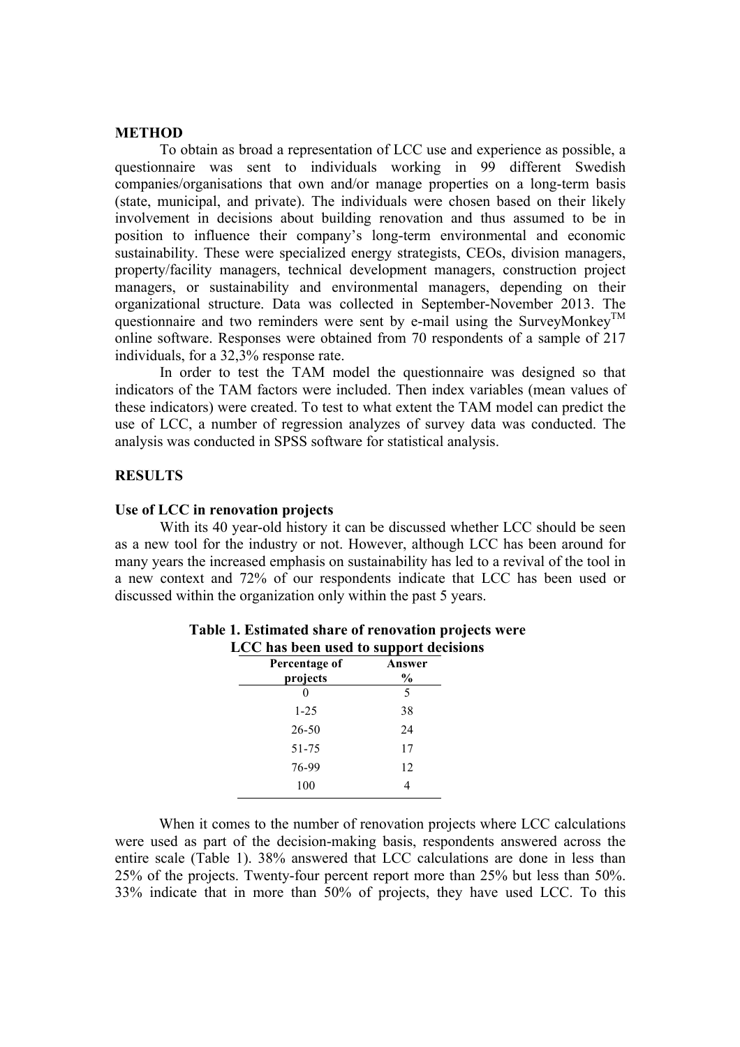## METHOD

To obtain as broad a representation of LCC use and experience as possible, a questionnaire was sent to individuals working in 99 different Swedish companies/organisations that own and/or manage properties on a long-term basis (state, municipal, and private). The individuals were chosen based on their likely involvement in decisions about building renovation and thus assumed to be in position to influence their company's long-term environmental and economic sustainability. These were specialized energy strategists, CEOs, division managers, property/facility managers, technical development managers, construction project managers, or sustainability and environmental managers, depending on their organizational structure. Data was collected in September-November 2013. The questionnaire and two reminders were sent by e-mail using the SurveyMonkey™ online software. Responses were obtained from 70 respondents of a sample of 217 individuals, for a 32,3% response rate.

In order to test the TAM model the questionnaire was designed so that indicators of the TAM factors were included. Then index variables (mean values of these indicators) were created. To test to what extent the TAM model can predict the use of LCC, a number of regression analyzes of survey data was conducted. The analysis was conducted in SPSS software for statistical analysis.

## RESULTS

### Use of LCC in renovation projects

With its 40 year-old history it can be discussed whether LCC should be seen as a new tool for the industry or not. However, although LCC has been around for many years the increased emphasis on sustainability has led to a revival of the tool in a new context and 72% of our respondents indicate that LCC has been used or discussed within the organization only within the past 5 years.

**Table 1. Estimated share of renovation projects were LCC has been used to support decisions**

| Percentage of projects | Answer % |
|---|---|
| 0 | 5 |
| 1-25 | 38 |
| 26-50 | 24 |
| 51-75 | 17 |
| 76-99 | 12 |
| 100 | 4 |

When it comes to the number of renovation projects where LCC calculations were used as part of the decision-making basis, respondents answered across the entire scale (Table 1). 38% answered that LCC calculations are done in less than 25% of the projects. Twenty-four percent report more than 25% but less than 50%. 33% indicate that in more than 50% of projects, they have used LCC. To this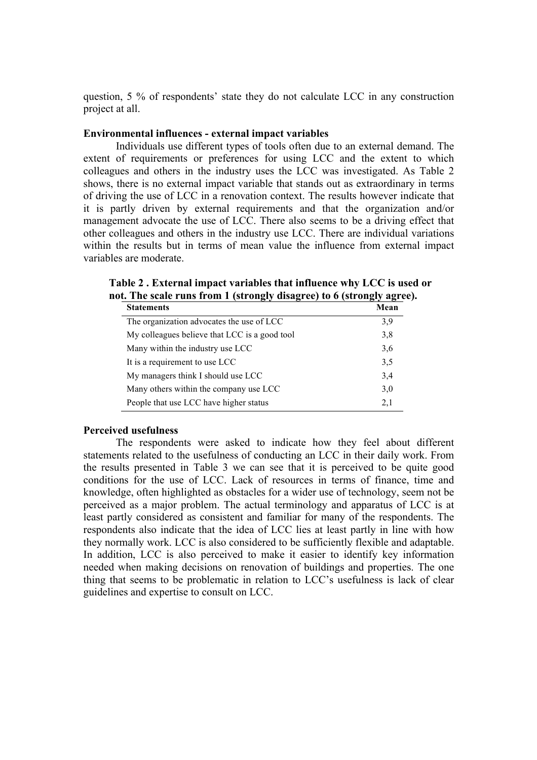question, 5 % of respondents' state they do not calculate LCC in any construction project at all.

**Environmental influences - external impact variables**

Individuals use different types of tools often due to an external demand. The extent of requirements or preferences for using LCC and the extent to which colleagues and others in the industry uses the LCC was investigated. As Table 2 shows, there is no external impact variable that stands out as extraordinary in terms of driving the use of LCC in a renovation context. The results however indicate that it is partly driven by external requirements and that the organization and/or management advocate the use of LCC. There also seems to be a driving effect that other colleagues and others in the industry use LCC. There are individual variations within the results but in terms of mean value the influence from external impact variables are moderate.

**Table 2 . External impact variables that influence why LCC is used or not. The scale runs from 1 (strongly disagree) to 6 (strongly agree).**

| Statements | Mean |
|---|---|
| The organization advocates the use of LCC | 3,9 |
| My colleagues believe that LCC is a good tool | 3,8 |
| Many within the industry use LCC | 3,6 |
| It is a requirement to use LCC | 3,5 |
| My managers think I should use LCC | 3,4 |
| Many others within the company use LCC | 3,0 |
| People that use LCC have higher status | 2,1 |

**Perceived usefulness**

The respondents were asked to indicate how they feel about different statements related to the usefulness of conducting an LCC in their daily work. From the results presented in Table 3 we can see that it is perceived to be quite good conditions for the use of LCC. Lack of resources in terms of finance, time and knowledge, often highlighted as obstacles for a wider use of technology, seem not be perceived as a major problem. The actual terminology and apparatus of LCC is at least partly considered as consistent and familiar for many of the respondents. The respondents also indicate that the idea of LCC lies at least partly in line with how they normally work. LCC is also considered to be sufficiently flexible and adaptable. In addition, LCC is also perceived to make it easier to identify key information needed when making decisions on renovation of buildings and properties. The one thing that seems to be problematic in relation to LCC's usefulness is lack of clear guidelines and expertise to consult on LCC.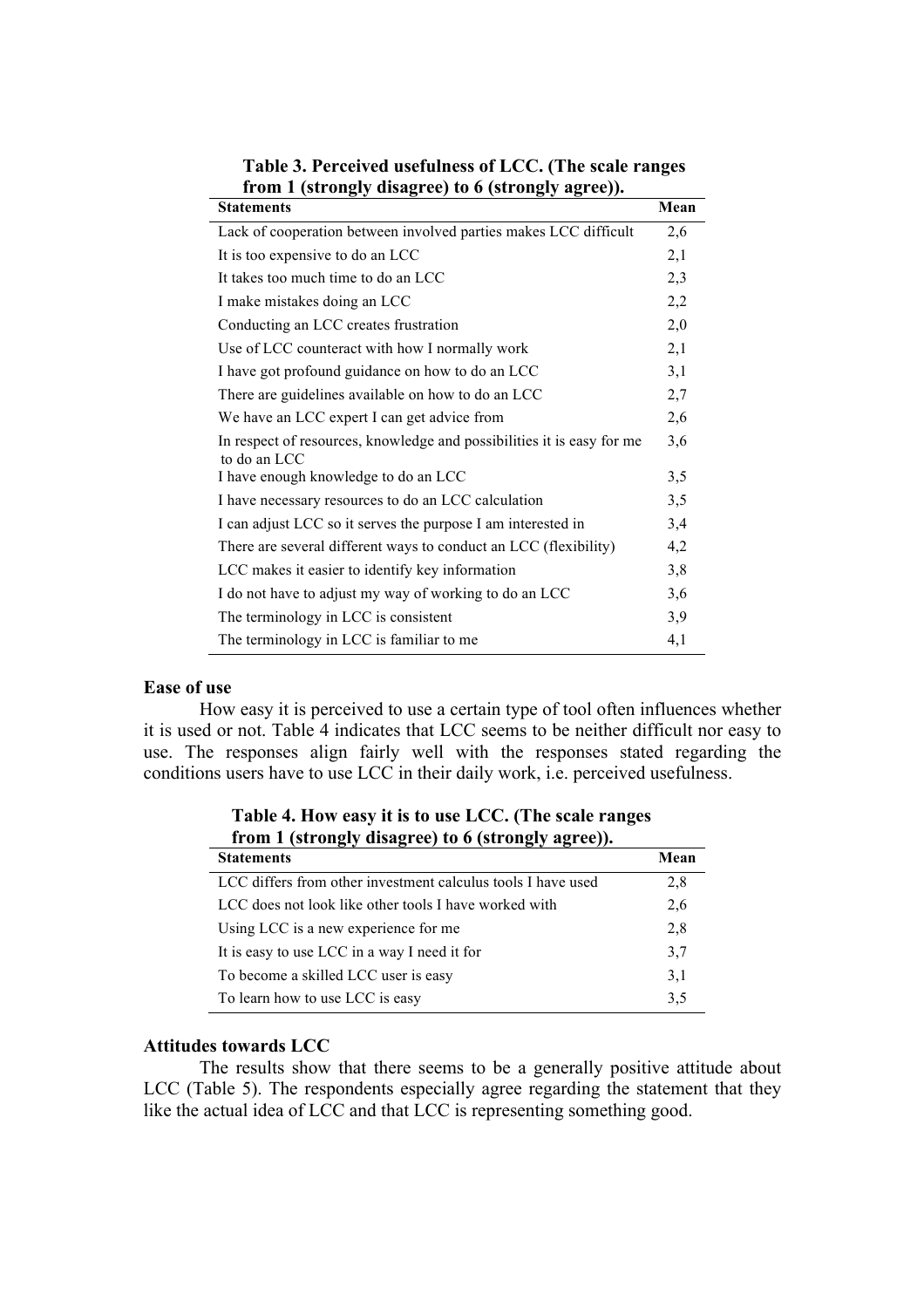**Table 3. Perceived usefulness of LCC. (The scale ranges from 1 (strongly disagree) to 6 (strongly agree)).**

| Statements | Mean |
|---|---|
| Lack of cooperation between involved parties makes LCC difficult | 2,6 |
| It is too expensive to do an LCC | 2,1 |
| It takes too much time to do an LCC | 2,3 |
| I make mistakes doing an LCC | 2,2 |
| Conducting an LCC creates frustration | 2,0 |
| Use of LCC counteract with how I normally work | 2,1 |
| I have got profound guidance on how to do an LCC | 3,1 |
| There are guidelines available on how to do an LCC | 2,7 |
| We have an LCC expert I can get advice from | 2,6 |
| In respect of resources, knowledge and possibilities it is easy for me to do an LCC | 3,6 |
| I have enough knowledge to do an LCC | 3,5 |
| I have necessary resources to do an LCC calculation | 3,5 |
| I can adjust LCC so it serves the purpose I am interested in | 3,4 |
| There are several different ways to conduct an LCC (flexibility) | 4,2 |
| LCC makes it easier to identify key information | 3,8 |
| I do not have to adjust my way of working to do an LCC | 3,6 |
| The terminology in LCC is consistent | 3,9 |
| The terminology in LCC is familiar to me | 4,1 |

### Ease of use

How easy it is perceived to use a certain type of tool often influences whether it is used or not. Table 4 indicates that LCC seems to be neither difficult nor easy to use. The responses align fairly well with the responses stated regarding the conditions users have to use LCC in their daily work, i.e. perceived usefulness.

**Table 4. How easy it is to use LCC. (The scale ranges from 1 (strongly disagree) to 6 (strongly agree)).**

| Statements | Mean |
|---|---|
| LCC differs from other investment calculus tools I have used | 2,8 |
| LCC does not look like other tools I have worked with | 2,6 |
| Using LCC is a new experience for me | 2,8 |
| It is easy to use LCC in a way I need it for | 3,7 |
| To become a skilled LCC user is easy | 3,1 |
| To learn how to use LCC is easy | 3,5 |

### Attitudes towards LCC

The results show that there seems to be a generally positive attitude about LCC (Table 5). The respondents especially agree regarding the statement that they like the actual idea of LCC and that LCC is representing something good.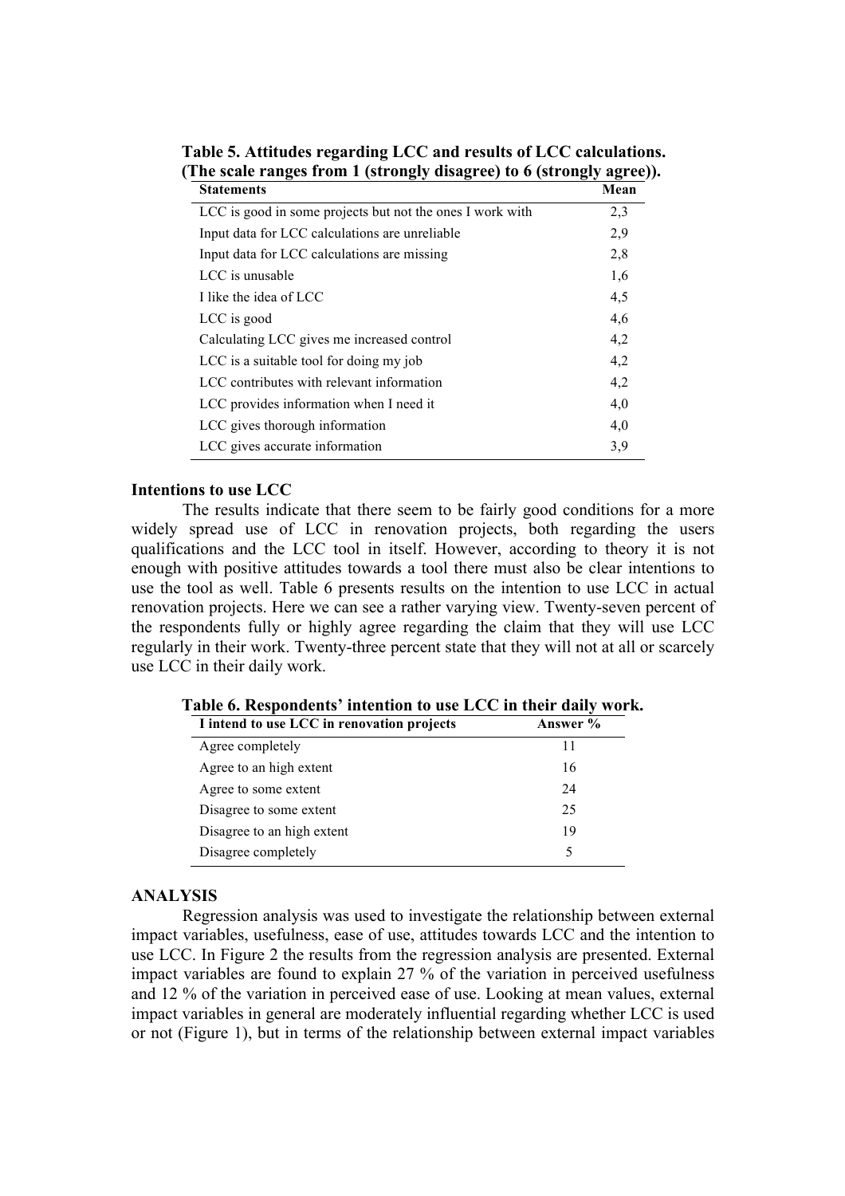**Table 5. Attitudes regarding LCC and results of LCC calculations. (The scale ranges from 1 (strongly disagree) to 6 (strongly agree)).**

| Statements | Mean |
|---|---|
| LCC is good in some projects but not the ones I work with | 2,3 |
| Input data for LCC calculations are unreliable | 2,9 |
| Input data for LCC calculations are missing | 2,8 |
| LCC is unusable | 1,6 |
| I like the idea of LCC | 4,5 |
| LCC is good | 4,6 |
| Calculating LCC gives me increased control | 4,2 |
| LCC is a suitable tool for doing my job | 4,2 |
| LCC contributes with relevant information | 4,2 |
| LCC provides information when I need it | 4,0 |
| LCC gives thorough information | 4,0 |
| LCC gives accurate information | 3,9 |

### Intentions to use LCC

The results indicate that there seem to be fairly good conditions for a more widely spread use of LCC in renovation projects, both regarding the users qualifications and the LCC tool in itself. However, according to theory it is not enough with positive attitudes towards a tool there must also be clear intentions to use the tool as well. Table 6 presents results on the intention to use LCC in actual renovation projects. Here we can see a rather varying view. Twenty-seven percent of the respondents fully or highly agree regarding the claim that they will use LCC regularly in their work. Twenty-three percent state that they will not at all or scarcely use LCC in their daily work.

**Table 6. Respondents' intention to use LCC in their daily work.**

| I intend to use LCC in renovation projects | Answer % |
|---|---|
| Agree completely | 11 |
| Agree to an high extent | 16 |
| Agree to some extent | 24 |
| Disagree to some extent | 25 |
| Disagree to an high extent | 19 |
| Disagree completely | 5 |

### ANALYSIS

Regression analysis was used to investigate the relationship between external impact variables, usefulness, ease of use, attitudes towards LCC and the intention to use LCC. In Figure 2 the results from the regression analysis are presented. External impact variables are found to explain 27 % of the variation in perceived usefulness and 12 % of the variation in perceived ease of use. Looking at mean values, external impact variables in general are moderately influential regarding whether LCC is used or not (Figure 1), but in terms of the relationship between external impact variables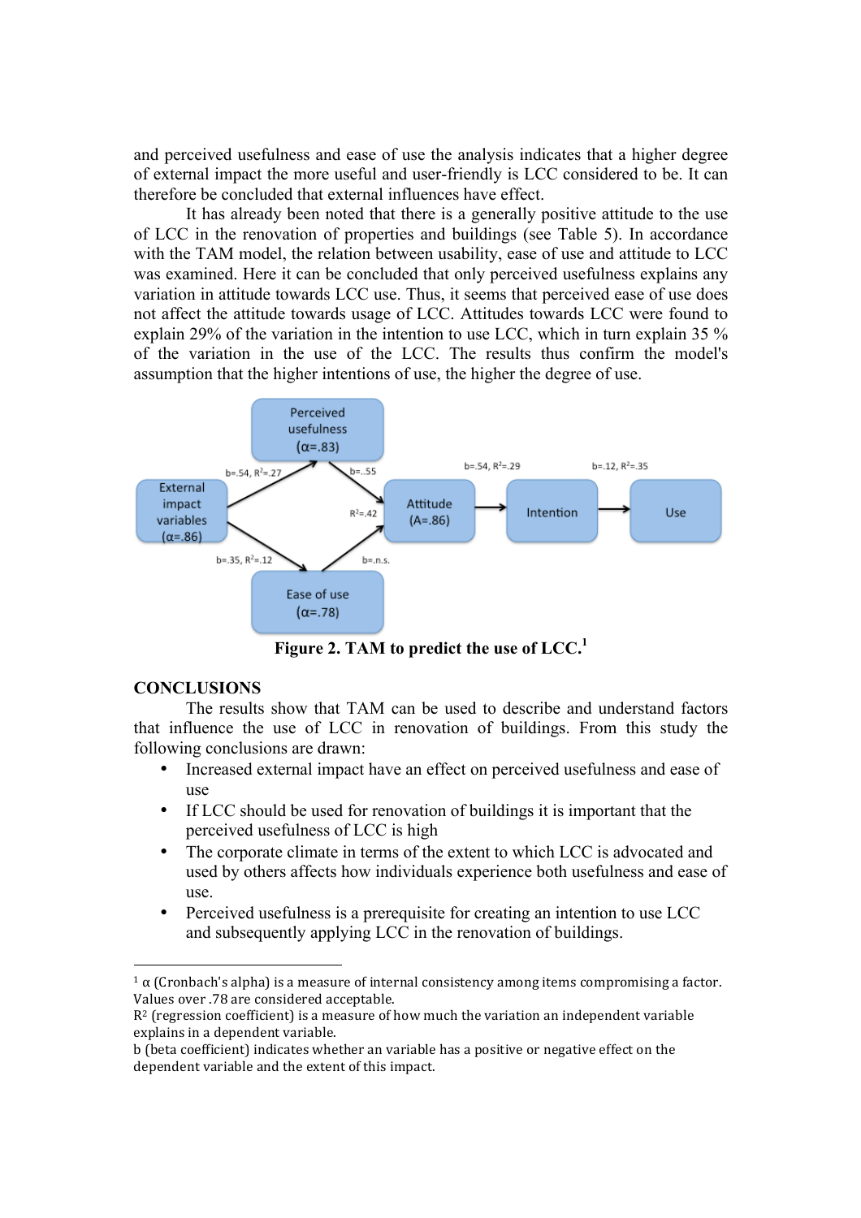and perceived usefulness and ease of use the analysis indicates that a higher degree of external impact the more useful and user-friendly is LCC considered to be. It can therefore be concluded that external influences have effect.

It has already been noted that there is a generally positive attitude to the use of LCC in the renovation of properties and buildings (see Table 5). In accordance with the TAM model, the relation between usability, ease of use and attitude to LCC was examined. Here it can be concluded that only perceived usefulness explains any variation in attitude towards LCC use. Thus, it seems that perceived ease of use does not affect the attitude towards usage of LCC. Attitudes towards LCC were found to explain 29% of the variation in the intention to use LCC, which in turn explain 35 % of the variation in the use of the LCC. The results thus confirm the model's assumption that the higher intentions of use, the higher the degree of use.

**Figure 2. TAM to predict the use of LCC.**[1]

## CONCLUSIONS

The results show that TAM can be used to describe and understand factors that influence the use of LCC in renovation of buildings. From this study the following conclusions are drawn:

- Increased external impact have an effect on perceived usefulness and ease of use
- If LCC should be used for renovation of buildings it is important that the perceived usefulness of LCC is high
- The corporate climate in terms of the extent to which LCC is advocated and used by others affects how individuals experience both usefulness and ease of use.
- Perceived usefulness is a prerequisite for creating an intention to use LCC and subsequently applying LCC in the renovation of buildings.

---

[1] α (Cronbach's alpha) is a measure of internal consistency among items compromising a factor. Values over .78 are considered acceptable.
$R^2$ (regression coefficient) is a measure of how much the variation an independent variable explains in a dependent variable.
b (beta coefficient) indicates whether an variable has a positive or negative effect on the dependent variable and the extent of this impact.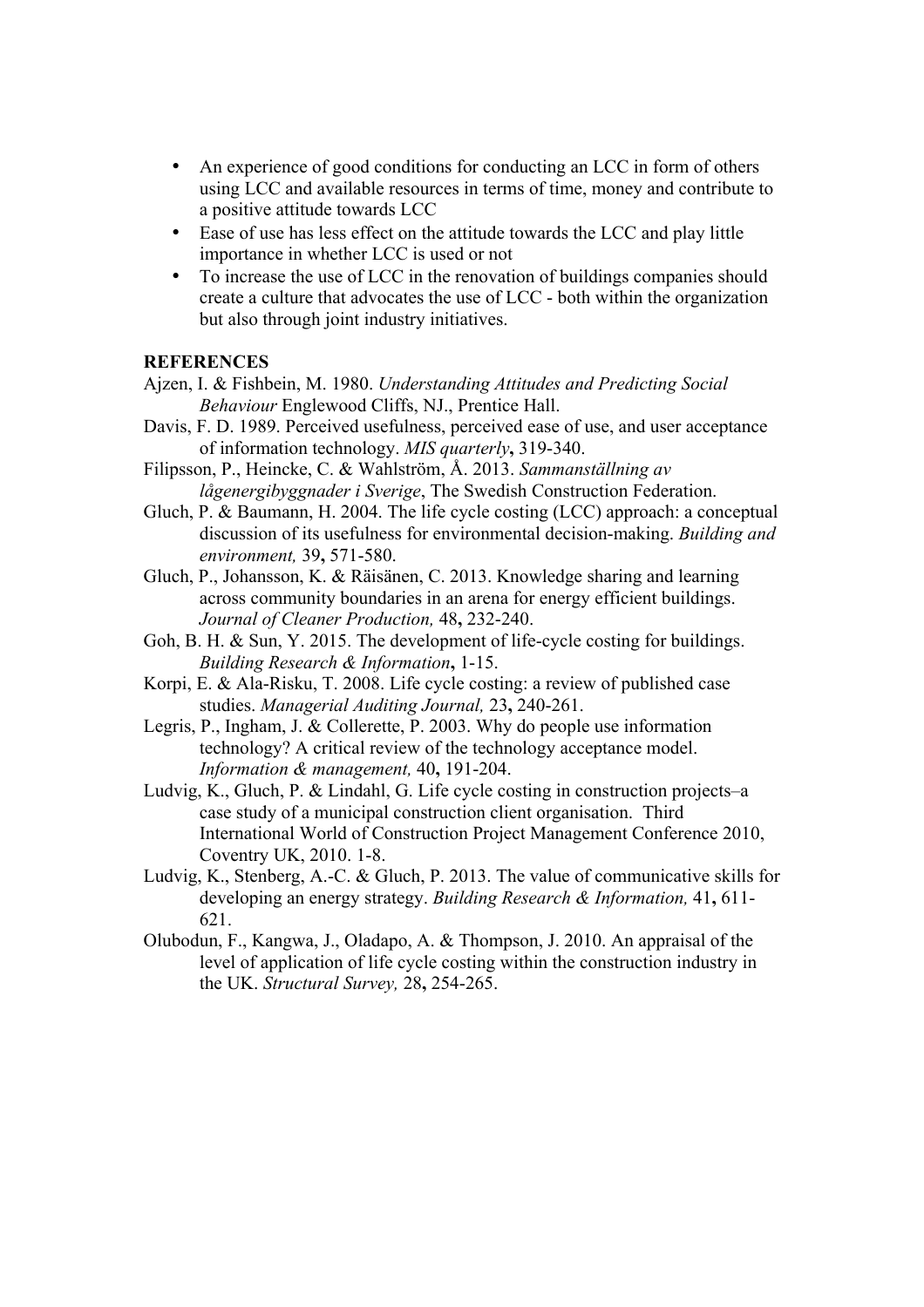- An experience of good conditions for conducting an LCC in form of others using LCC and available resources in terms of time, money and contribute to a positive attitude towards LCC
- Ease of use has less effect on the attitude towards the LCC and play little importance in whether LCC is used or not
- To increase the use of LCC in the renovation of buildings companies should create a culture that advocates the use of LCC - both within the organization but also through joint industry initiatives.

**REFERENCES**

Ajzen, I. & Fishbein, M. 1980. *Understanding Attitudes and Predicting Social Behaviour* Englewood Cliffs, NJ., Prentice Hall.

Davis, F. D. 1989. Perceived usefulness, perceived ease of use, and user acceptance of information technology. *MIS quarterly***,** 319-340.

Filipsson, P., Heincke, C. & Wahlström, Å. 2013. *Sammanställning av lågenergibyggnader i Sverige*, The Swedish Construction Federation.

Gluch, P. & Baumann, H. 2004. The life cycle costing (LCC) approach: a conceptual discussion of its usefulness for environmental decision-making. *Building and environment,* 39**,** 571-580.

Gluch, P., Johansson, K. & Räisänen, C. 2013. Knowledge sharing and learning across community boundaries in an arena for energy efficient buildings. *Journal of Cleaner Production,* 48**,** 232-240.

Goh, B. H. & Sun, Y. 2015. The development of life-cycle costing for buildings. *Building Research & Information***,** 1-15.

Korpi, E. & Ala-Risku, T. 2008. Life cycle costing: a review of published case studies. *Managerial Auditing Journal,* 23**,** 240-261.

Legris, P., Ingham, J. & Collerette, P. 2003. Why do people use information technology? A critical review of the technology acceptance model. *Information & management,* 40**,** 191-204.

Ludvig, K., Gluch, P. & Lindahl, G. Life cycle costing in construction projects–a case study of a municipal construction client organisation. Third International World of Construction Project Management Conference 2010, Coventry UK, 2010. 1-8.

Ludvig, K., Stenberg, A.-C. & Gluch, P. 2013. The value of communicative skills for developing an energy strategy. *Building Research & Information,* 41**,** 611-621.

Olubodun, F., Kangwa, J., Oladapo, A. & Thompson, J. 2010. An appraisal of the level of application of life cycle costing within the construction industry in the UK. *Structural Survey,* 28**,** 254-265.